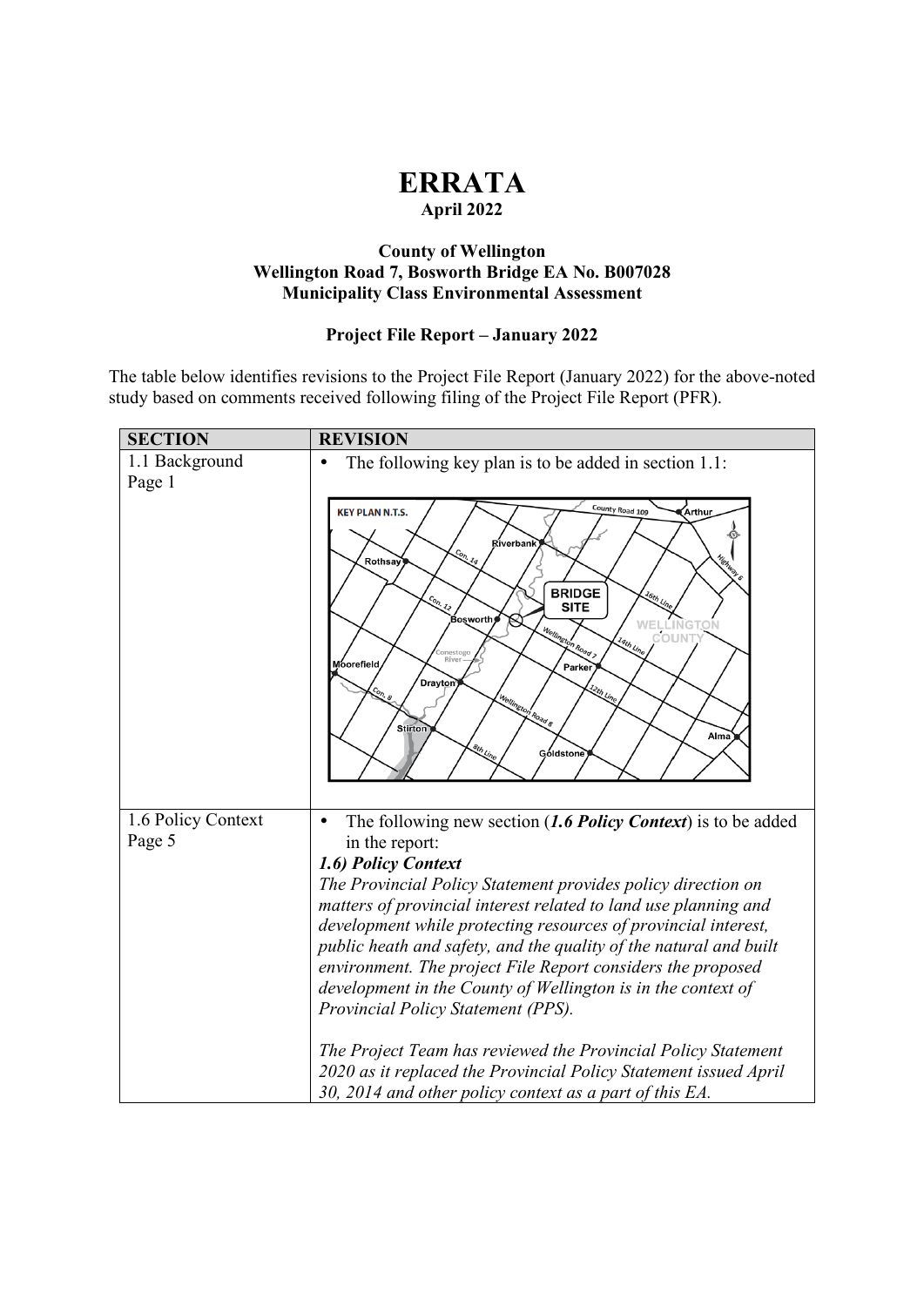# ERRATA

**April 2022**

**County of Wellington**
**Wellington Road 7, Bosworth Bridge EA No. B007028**
**Municipality Class Environmental Assessment**

**Project File Report – January 2022**

The table below identifies revisions to the Project File Report (January 2022) for the above-noted study based on comments received following filing of the Project File Report (PFR).

| SECTION | REVISION |
| --- | --- |
| 1.1 Background<br>Page 1 | • The following key plan is to be added in section 1.1: |
| 1.6 Policy Context<br>Page 5 | • The following new section (***1.6 Policy Context***) is to be added in the report:<br>***1.6) Policy Context***<br>*The Provincial Policy Statement provides policy direction on matters of provincial interest related to land use planning and development while protecting resources of provincial interest, public heath and safety, and the quality of the natural and built environment. The project File Report considers the proposed development in the County of Wellington is in the context of Provincial Policy Statement (PPS).*<br><br>*The Project Team has reviewed the Provincial Policy Statement 2020 as it replaced the Provincial Policy Statement issued April 30, 2014 and other policy context as a part of this EA.* |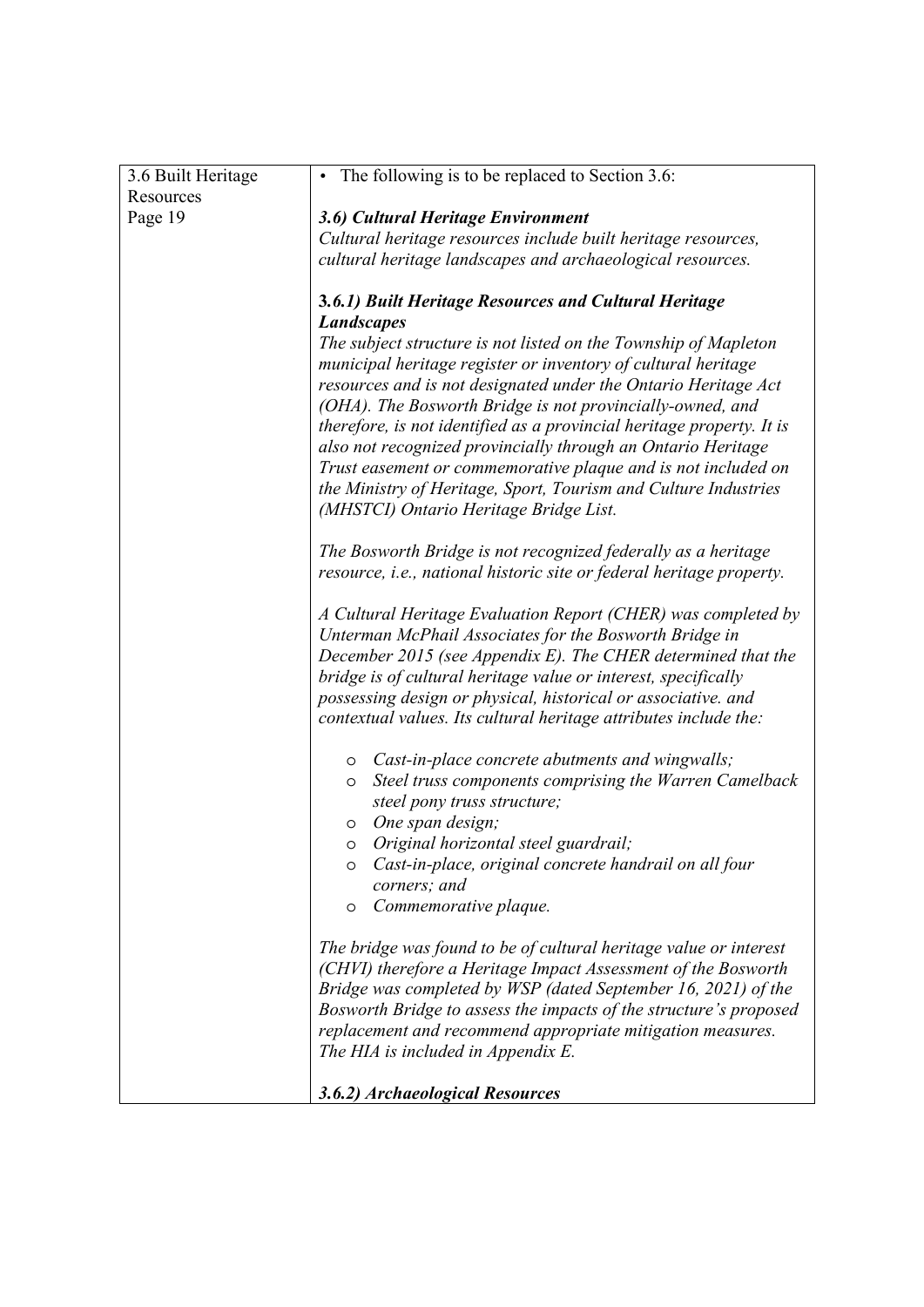| 3.6 Built Heritage Resources<br>Page 19 | • The following is to be replaced to Section 3.6:<br><br>***3.6) Cultural Heritage Environment***<br>*Cultural heritage resources include built heritage resources, cultural heritage landscapes and archaeological resources.*<br><br>***3.6.1) Built Heritage Resources and Cultural Heritage Landscapes***<br>*The subject structure is not listed on the Township of Mapleton municipal heritage register or inventory of cultural heritage resources and is not designated under the Ontario Heritage Act (OHA). The Bosworth Bridge is not provincially-owned, and therefore, is not identified as a provincial heritage property. It is also not recognized provincially through an Ontario Heritage Trust easement or commemorative plaque and is not included on the Ministry of Heritage, Sport, Tourism and Culture Industries (MHSTCI) Ontario Heritage Bridge List.*<br><br>*The Bosworth Bridge is not recognized federally as a heritage resource, i.e., national historic site or federal heritage property.*<br><br>*A Cultural Heritage Evaluation Report (CHER) was completed by Unterman McPhail Associates for the Bosworth Bridge in December 2015 (see Appendix E). The CHER determined that the bridge is of cultural heritage value or interest, specifically possessing design or physical, historical or associative. and contextual values. Its cultural heritage attributes include the:*<br><br>o *Cast-in-place concrete abutments and wingwalls;*<br>o *Steel truss components comprising the Warren Camelback steel pony truss structure;*<br>o *One span design;*<br>o *Original horizontal steel guardrail;*<br>o *Cast-in-place, original concrete handrail on all four corners; and*<br>o *Commemorative plaque.*<br><br>*The bridge was found to be of cultural heritage value or interest (CHVI) therefore a Heritage Impact Assessment of the Bosworth Bridge was completed by WSP (dated September 16, 2021) of the Bosworth Bridge to assess the impacts of the structure's proposed replacement and recommend appropriate mitigation measures. The HIA is included in Appendix E.*<br><br>***3.6.2) Archaeological Resources*** |
|---|---|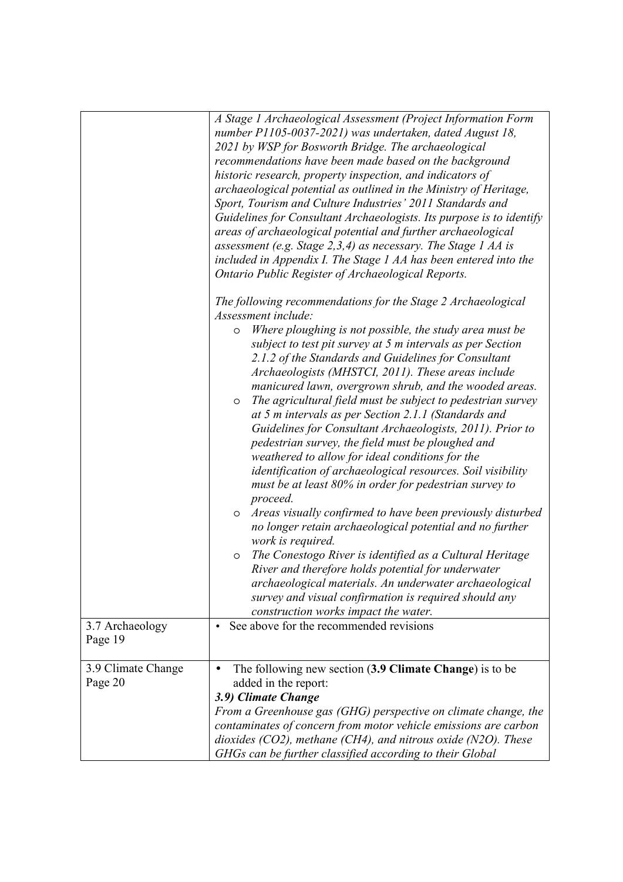| | |
|---|---|
| | *A Stage 1 Archaeological Assessment (Project Information Form number P1105-0037-2021) was undertaken, dated August 18, 2021 by WSP for Bosworth Bridge. The archaeological recommendations have been made based on the background historic research, property inspection, and indicators of archaeological potential as outlined in the Ministry of Heritage, Sport, Tourism and Culture Industries' 2011 Standards and Guidelines for Consultant Archaeologists. Its purpose is to identify areas of archaeological potential and further archaeological assessment (e.g. Stage 2,3,4) as necessary. The Stage 1 AA is included in Appendix I. The Stage 1 AA has been entered into the Ontario Public Register of Archaeological Reports.*<br><br>*The following recommendations for the Stage 2 Archaeological Assessment include:*<br>o *Where ploughing is not possible, the study area must be subject to test pit survey at 5 m intervals as per Section 2.1.2 of the Standards and Guidelines for Consultant Archaeologists (MHSTCI, 2011). These areas include manicured lawn, overgrown shrub, and the wooded areas.*<br>o *The agricultural field must be subject to pedestrian survey at 5 m intervals as per Section 2.1.1 (Standards and Guidelines for Consultant Archaeologists, 2011). Prior to pedestrian survey, the field must be ploughed and weathered to allow for ideal conditions for the identification of archaeological resources. Soil visibility must be at least 80% in order for pedestrian survey to proceed.*<br>o *Areas visually confirmed to have been previously disturbed no longer retain archaeological potential and no further work is required.*<br>o *The Conestogo River is identified as a Cultural Heritage River and therefore holds potential for underwater archaeological materials. An underwater archaeological survey and visual confirmation is required should any construction works impact the water.* |
| 3.7 Archaeology<br>Page 19 | • See above for the recommended revisions |
| 3.9 Climate Change<br>Page 20 | • The following new section (**3.9 Climate Change**) is to be added in the report:<br>***3.9) Climate Change***<br>*From a Greenhouse gas (GHG) perspective on climate change, the contaminates of concern from motor vehicle emissions are carbon dioxides ($CO_2$), methane ($CH_4$), and nitrous oxide ($N_2O$). These GHGs can be further classified according to their Global* |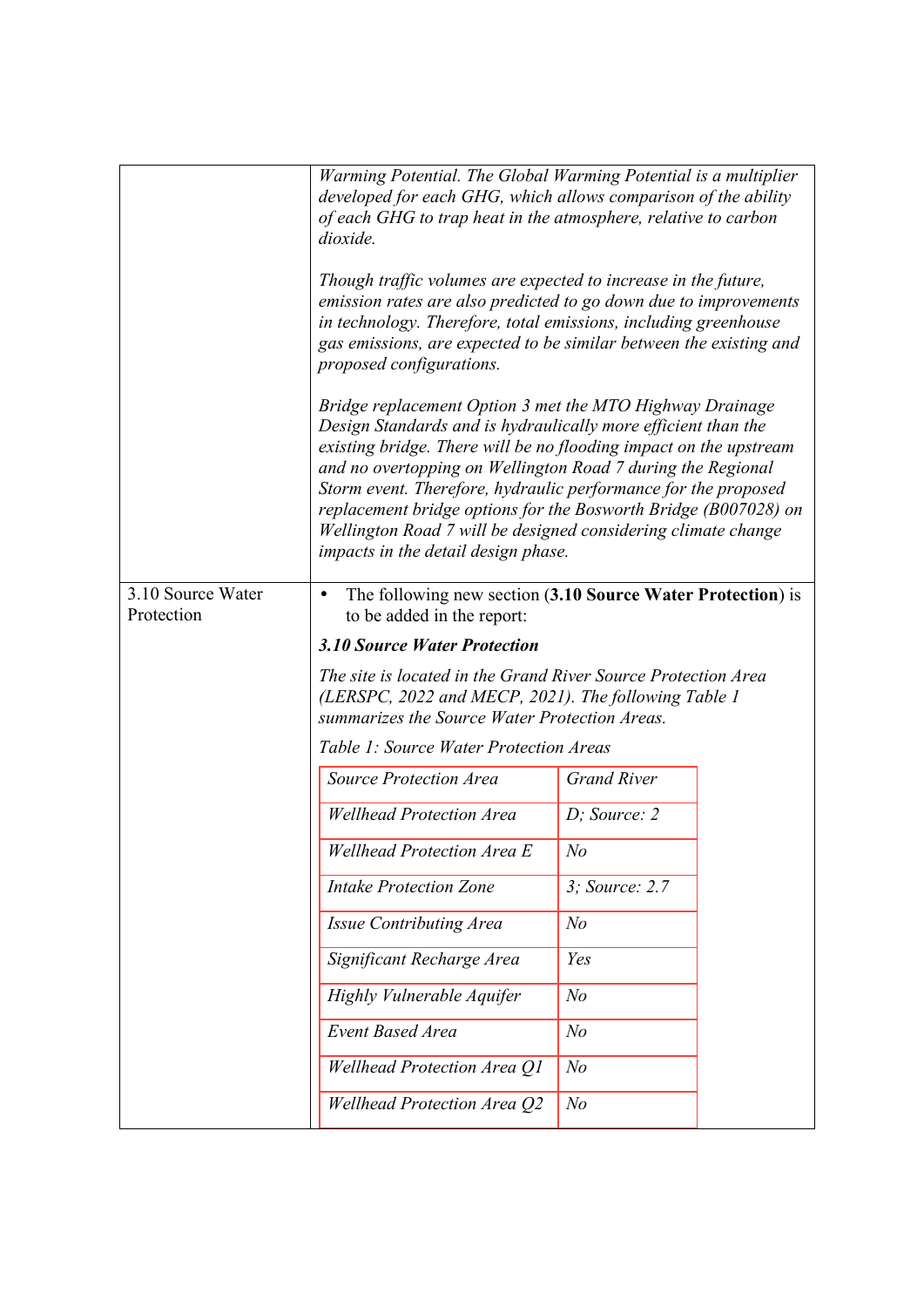| | |
|---|---|
| | *Warming Potential. The Global Warming Potential is a multiplier developed for each GHG, which allows comparison of the ability of each GHG to trap heat in the atmosphere, relative to carbon dioxide.*<br><br>*Though traffic volumes are expected to increase in the future, emission rates are also predicted to go down due to improvements in technology. Therefore, total emissions, including greenhouse gas emissions, are expected to be similar between the existing and proposed configurations.*<br><br>*Bridge replacement Option 3 met the MTO Highway Drainage Design Standards and is hydraulically more efficient than the existing bridge. There will be no flooding impact on the upstream and no overtopping on Wellington Road 7 during the Regional Storm event. Therefore, hydraulic performance for the proposed replacement bridge options for the Bosworth Bridge (B007028) on Wellington Road 7 will be designed considering climate change impacts in the detail design phase.* |
| 3.10 Source Water Protection | • The following new section (**3.10 Source Water Protection**) is to be added in the report:<br><br>***3.10 Source Water Protection***<br><br>*The site is located in the Grand River Source Protection Area (LERSPC, 2022 and MECP, 2021). The following Table 1 summarizes the Source Water Protection Areas.*<br><br>*Table 1: Source Water Protection Areas* |

| *Source Protection Area* | *Grand River* |
|---|---|
| *Wellhead Protection Area* | *D; Source: 2* |
| *Wellhead Protection Area E* | *No* |
| *Intake Protection Zone* | *3; Source: 2.7* |
| *Issue Contributing Area* | *No* |
| *Significant Recharge Area* | *Yes* |
| *Highly Vulnerable Aquifer* | *No* |
| *Event Based Area* | *No* |
| *Wellhead Protection Area Q1* | *No* |
| *Wellhead Protection Area Q2* | *No* |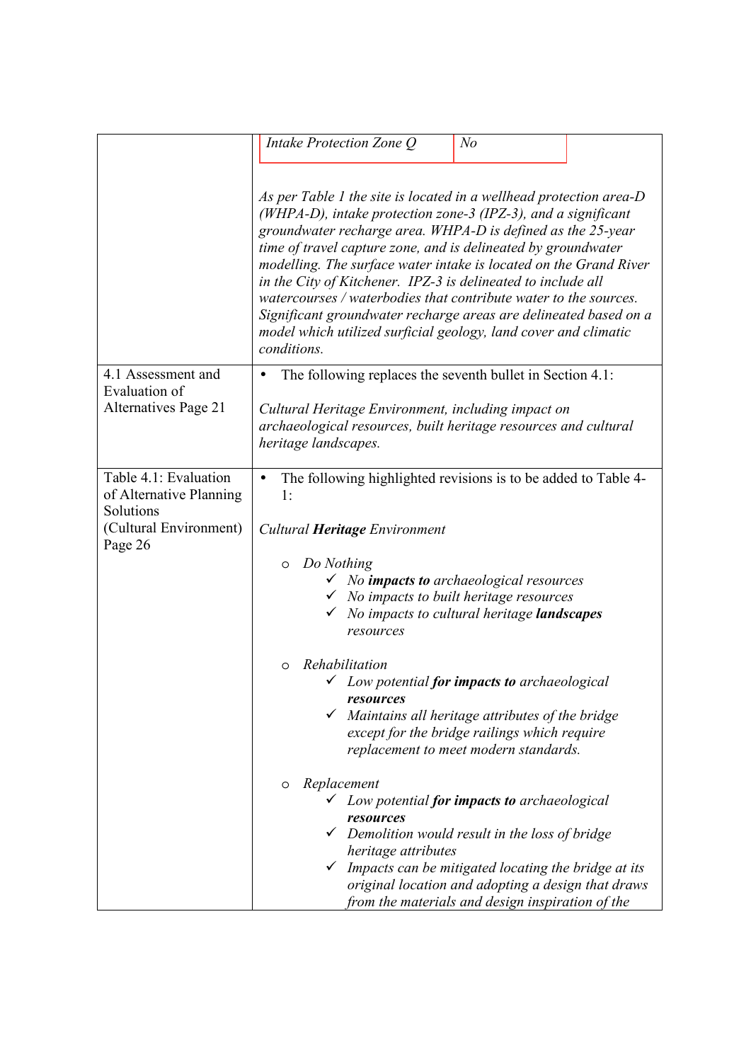| | |
|---|---|
| | *Intake Protection Zone Q* — *No*<br><br>*As per Table 1 the site is located in a wellhead protection area-D (WHPA-D), intake protection zone-3 (IPZ-3), and a significant groundwater recharge area. WHPA-D is defined as the 25-year time of travel capture zone, and is delineated by groundwater modelling. The surface water intake is located on the Grand River in the City of Kitchener. IPZ-3 is delineated to include all watercourses / waterbodies that contribute water to the sources. Significant groundwater recharge areas are delineated based on a model which utilized surficial geology, land cover and climatic conditions.* |
| 4.1 Assessment and Evaluation of Alternatives Page 21 | • The following replaces the seventh bullet in Section 4.1:<br><br>*Cultural Heritage Environment, including impact on archaeological resources, built heritage resources and cultural heritage landscapes.* |
| Table 4.1: Evaluation of Alternative Planning Solutions (Cultural Environment) Page 26 | • The following highlighted revisions is to be added to Table 4-1:<br><br>*Cultural **Heritage** Environment*<br><br>○ *Do Nothing*<br>&nbsp;&nbsp;&nbsp;&nbsp;✓ *No **impacts to** archaeological resources*<br>&nbsp;&nbsp;&nbsp;&nbsp;✓ *No impacts to built heritage resources*<br>&nbsp;&nbsp;&nbsp;&nbsp;✓ *No impacts to cultural heritage **landscapes** resources*<br><br>○ *Rehabilitation*<br>&nbsp;&nbsp;&nbsp;&nbsp;✓ *Low potential **for impacts to** archaeological **resources***<br>&nbsp;&nbsp;&nbsp;&nbsp;✓ *Maintains all heritage attributes of the bridge except for the bridge railings which require replacement to meet modern standards.*<br><br>○ *Replacement*<br>&nbsp;&nbsp;&nbsp;&nbsp;✓ *Low potential **for impacts to** archaeological **resources***<br>&nbsp;&nbsp;&nbsp;&nbsp;✓ *Demolition would result in the loss of bridge heritage attributes*<br>&nbsp;&nbsp;&nbsp;&nbsp;✓ *Impacts can be mitigated locating the bridge at its original location and adopting a design that draws from the materials and design inspiration of the* |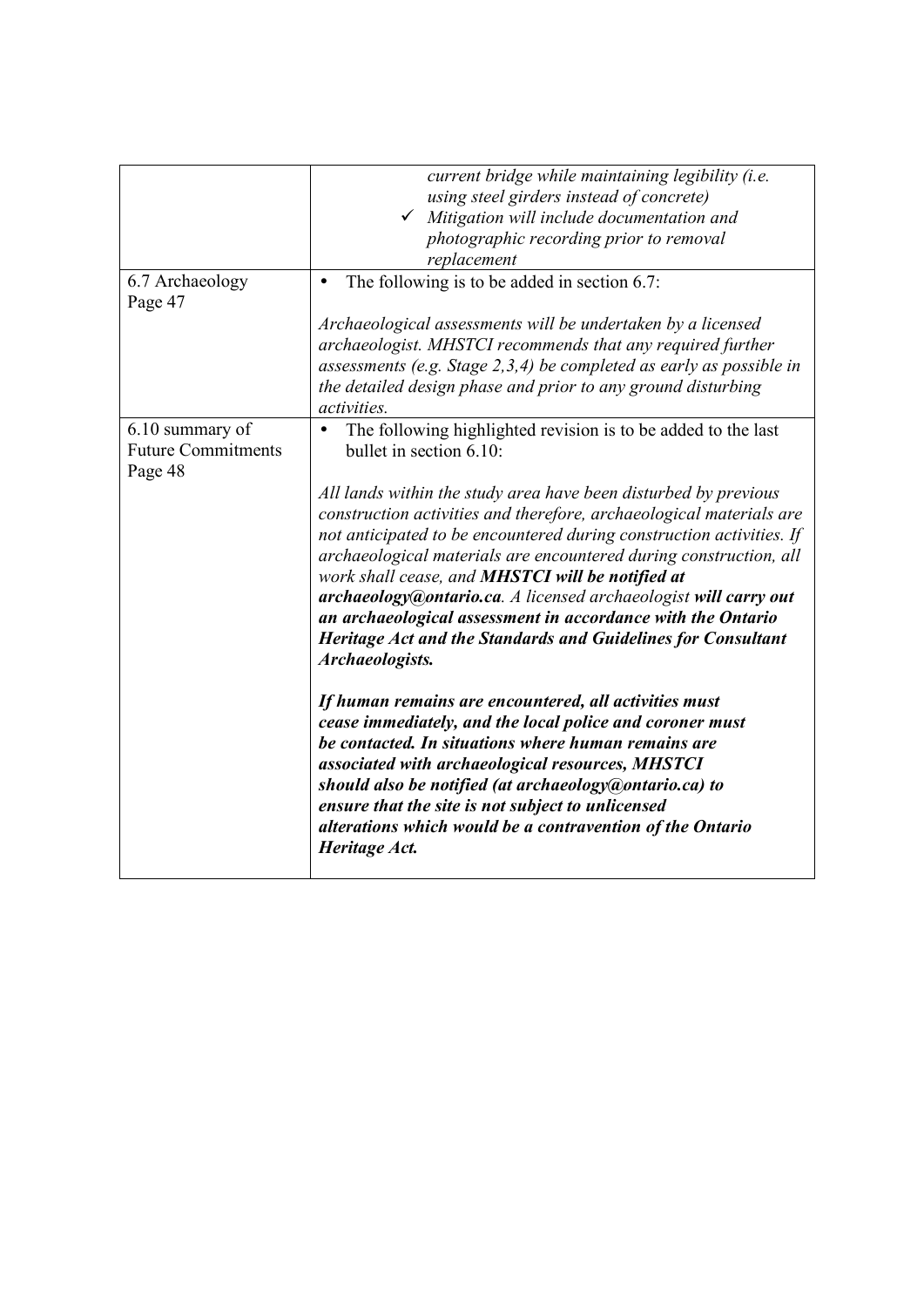| | |
|---|---|
| | *current bridge while maintaining legibility (i.e. using steel girders instead of concrete)*<br>✓ *Mitigation will include documentation and photographic recording prior to removal replacement* |
| 6.7 Archaeology<br>Page 47 | • The following is to be added in section 6.7:<br><br>*Archaeological assessments will be undertaken by a licensed archaeologist. MHSTCI recommends that any required further assessments (e.g. Stage 2,3,4) be completed as early as possible in the detailed design phase and prior to any ground disturbing activities.* |
| 6.10 summary of Future Commitments<br>Page 48 | • The following highlighted revision is to be added to the last bullet in section 6.10:<br><br>*All lands within the study area have been disturbed by previous construction activities and therefore, archaeological materials are not anticipated to be encountered during construction activities. If archaeological materials are encountered during construction, all work shall cease, and* ***MHSTCI will be notified at archaeology@ontario.ca****. A licensed archaeologist* ***will carry out an archaeological assessment in accordance with the Ontario Heritage Act and the Standards and Guidelines for Consultant Archaeologists.***<br><br>***If human remains are encountered, all activities must cease immediately, and the local police and coroner must be contacted. In situations where human remains are associated with archaeological resources, MHSTCI should also be notified (at archaeology@ontario.ca) to ensure that the site is not subject to unlicensed alterations which would be a contravention of the Ontario Heritage Act.*** |